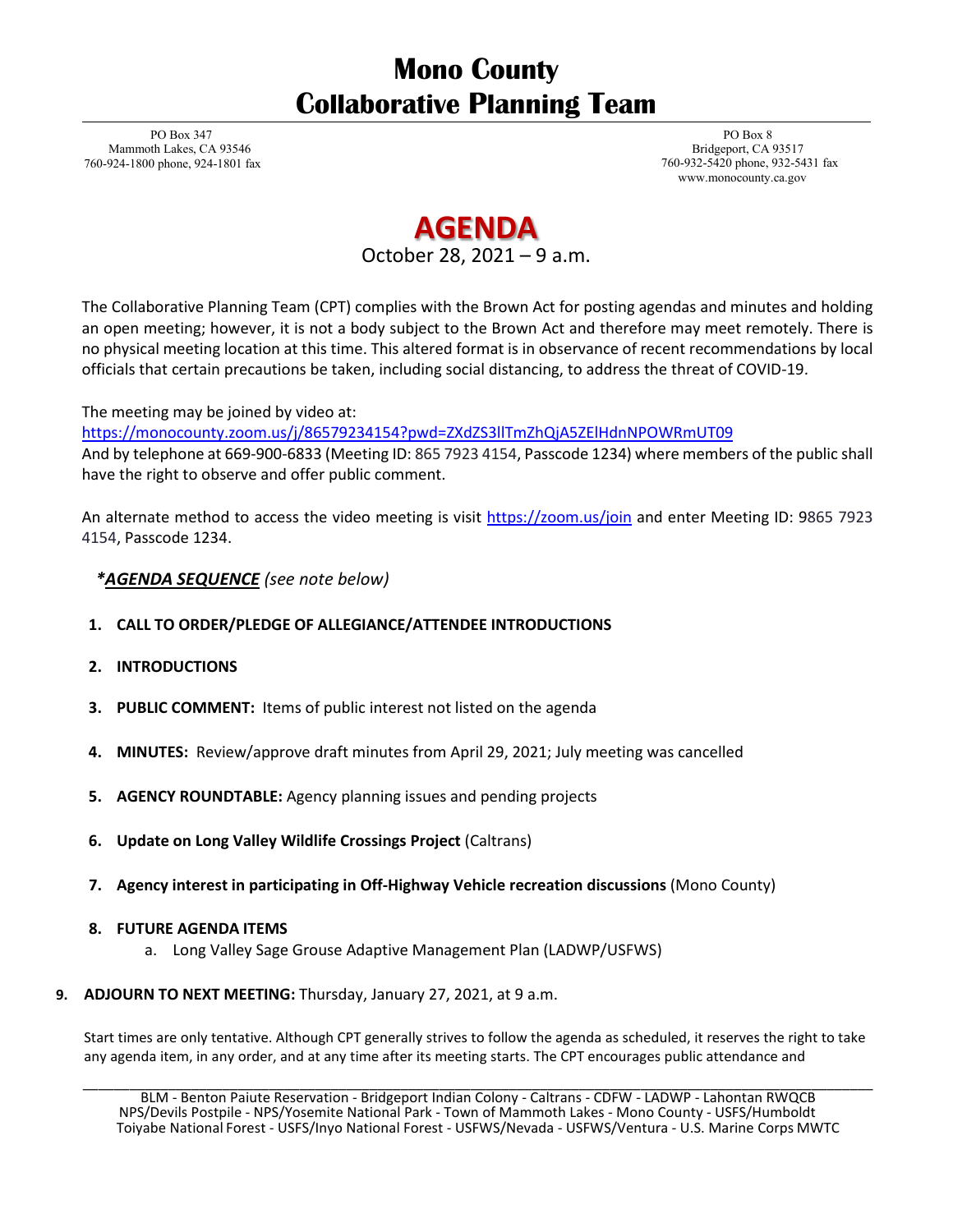# Mono County
# Collaborative Planning Team

PO Box 347
Mammoth Lakes, CA 93546
760-924-1800 phone, 924-1801 fax

PO Box 8
Bridgeport, CA 93517
760-932-5420 phone, 932-5431 fax
www.monocounty.ca.gov

## AGENDA

October 28, 2021 – 9 a.m.

The Collaborative Planning Team (CPT) complies with the Brown Act for posting agendas and minutes and holding an open meeting; however, it is not a body subject to the Brown Act and therefore may meet remotely. There is no physical meeting location at this time. This altered format is in observance of recent recommendations by local officials that certain precautions be taken, including social distancing, to address the threat of COVID-19.

The meeting may be joined by video at:
https://monocounty.zoom.us/j/86579234154?pwd=ZXdZS3llTmZhQjA5ZElHdnNPOWRmUT09
And by telephone at 669-900-6833 (Meeting ID: 865 7923 4154, Passcode 1234) where members of the public shall have the right to observe and offer public comment.

An alternate method to access the video meeting is visit https://zoom.us/join and enter Meeting ID: 9865 7923 4154, Passcode 1234.

***AGENDA SEQUENCE*** *(see note below)*

1. **CALL TO ORDER/PLEDGE OF ALLEGIANCE/ATTENDEE INTRODUCTIONS**
2. **INTRODUCTIONS**
3. **PUBLIC COMMENT:** Items of public interest not listed on the agenda
4. **MINUTES:** Review/approve draft minutes from April 29, 2021; July meeting was cancelled
5. **AGENCY ROUNDTABLE:** Agency planning issues and pending projects
6. **Update on Long Valley Wildlife Crossings Project** (Caltrans)
7. **Agency interest in participating in Off-Highway Vehicle recreation discussions** (Mono County)
8. **FUTURE AGENDA ITEMS**
    a. Long Valley Sage Grouse Adaptive Management Plan (LADWP/USFWS)
9. **ADJOURN TO NEXT MEETING:** Thursday, January 27, 2021, at 9 a.m.

Start times are only tentative. Although CPT generally strives to follow the agenda as scheduled, it reserves the right to take any agenda item, in any order, and at any time after its meeting starts. The CPT encourages public attendance and

BLM - Benton Paiute Reservation - Bridgeport Indian Colony - Caltrans - CDFW - LADWP - Lahontan RWQCB
NPS/Devils Postpile - NPS/Yosemite National Park - Town of Mammoth Lakes - Mono County - USFS/Humboldt Toiyabe National Forest - USFS/Inyo National Forest - USFWS/Nevada - USFWS/Ventura - U.S. Marine Corps MWTC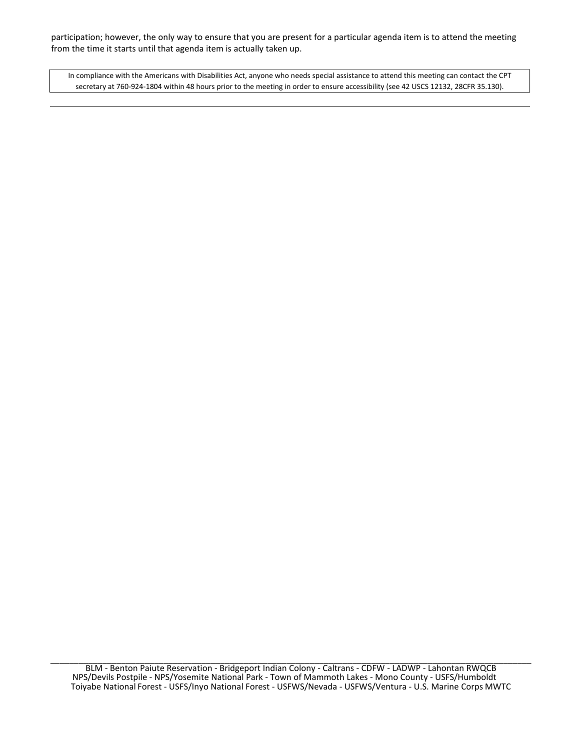participation; however, the only way to ensure that you are present for a particular agenda item is to attend the meeting from the time it starts until that agenda item is actually taken up.

> In compliance with the Americans with Disabilities Act, anyone who needs special assistance to attend this meeting can contact the CPT secretary at 760-924-1804 within 48 hours prior to the meeting in order to ensure accessibility (see 42 USCS 12132, 28CFR 35.130).

---